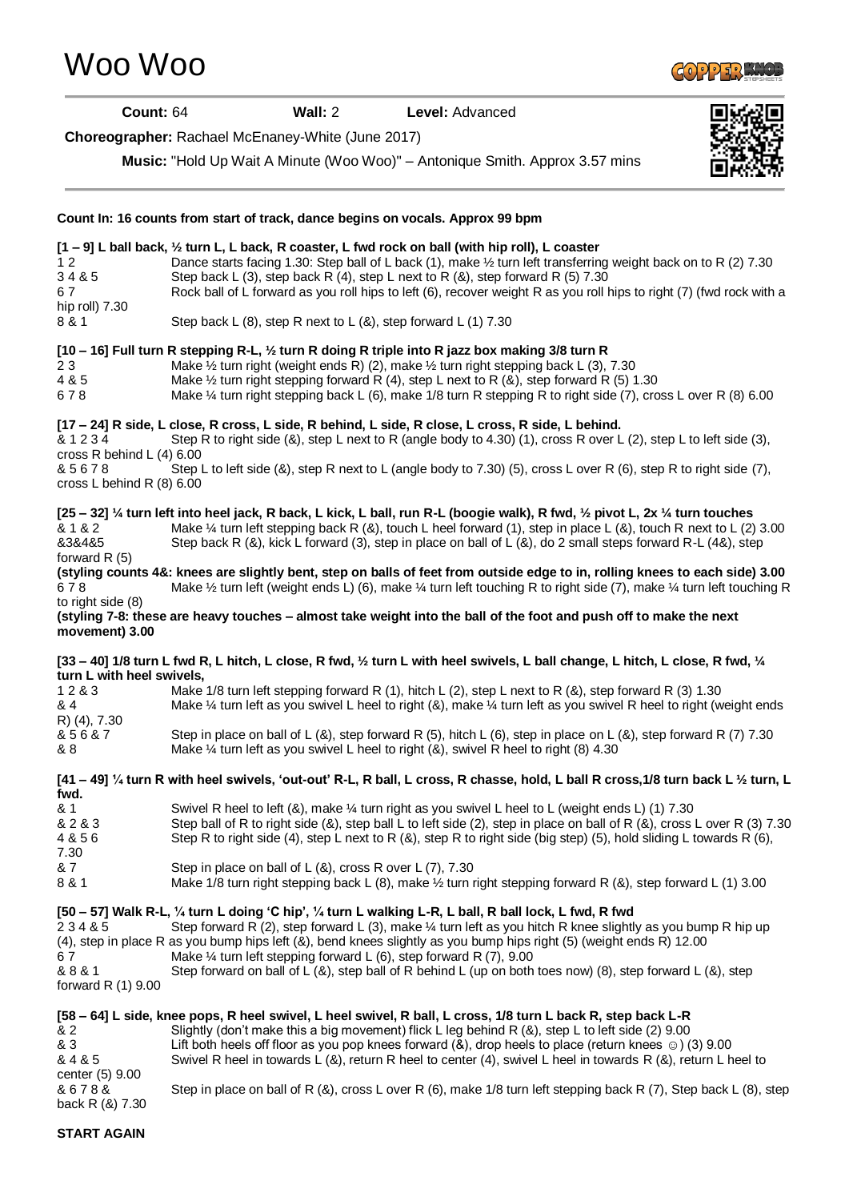# Woo Woo

**Count:** 64 **Wall:** 2 **Level:** Advanced

**Choreographer:** Rachael McEnaney-White (June 2017)

**Music:** "Hold Up Wait A Minute (Woo Woo)" – Antonique Smith. Approx 3.57 mins

**Count In: 16 counts from start of track, dance begins on vocals. Approx 99 bpm**

**[1 – 9] L ball back, ½ turn L, L back, R coaster, L fwd rock on ball (with hip roll), L coaster**

1 2 Dance starts facing 1.30: Step ball of L back (1), make ½ turn left transferring weight back on to R (2) 7.30
3 4 & 5 Step back L (3), step back R (4), step L next to R (&), step forward R (5) 7.30
6 7 Rock ball of L forward as you roll hips to left (6), recover weight R as you roll hips to right (7) (fwd rock with a hip roll) 7.30
8 & 1 Step back L (8), step R next to L (&), step forward L (1) 7.30

**[10 – 16] Full turn R stepping R-L, ½ turn R doing R triple into R jazz box making 3/8 turn R**

2 3 Make ½ turn right (weight ends R) (2), make ½ turn right stepping back L (3), 7.30
4 & 5 Make ½ turn right stepping forward R (4), step L next to R (&), step forward R (5) 1.30
6 7 8 Make ¼ turn right stepping back L (6), make 1/8 turn R stepping R to right side (7), cross L over R (8) 6.00

**[17 – 24] R side, L close, R cross, L side, R behind, L side, R close, L cross, R side, L behind.**

& 1 2 3 4 Step R to right side (&), step L next to R (angle body to 4.30) (1), cross R over L (2), step L to left side (3), cross R behind L (4) 6.00
& 5 6 7 8 Step L to left side (&), step R next to L (angle body to 7.30) (5), cross L over R (6), step R to right side (7), cross L behind R (8) 6.00

**[25 – 32] ¼ turn left into heel jack, R back, L kick, L ball, run R-L (boogie walk), R fwd, ½ pivot L, 2x ¼ turn touches**

& 1 & 2 Make ¼ turn left stepping back R (&), touch L heel forward (1), step in place L (&), touch R next to L (2) 3.00
&3&4&5 Step back R (&), kick L forward (3), step in place on ball of L (&), do 2 small steps forward R-L (4&), step forward R (5)

**(styling counts 4&: knees are slightly bent, step on balls of feet from outside edge to in, rolling knees to each side) 3.00**

6 7 8 Make ½ turn left (weight ends L) (6), make ¼ turn left touching R to right side (7), make ¼ turn left touching R to right side (8)

**(styling 7-8: these are heavy touches – almost take weight into the ball of the foot and push off to make the next movement) 3.00**

**[33 – 40] 1/8 turn L fwd R, L hitch, L close, R fwd, ½ turn L with heel swivels, L ball change, L hitch, L close, R fwd, ¼ turn L with heel swivels,**

1 2 & 3 Make 1/8 turn left stepping forward R (1), hitch L (2), step L next to R (&), step forward R (3) 1.30
& 4 Make ¼ turn left as you swivel L heel to right (&), make ¼ turn left as you swivel R heel to right (weight ends R) (4), 7.30
& 5 6 & 7 Step in place on ball of L (&), step forward R (5), hitch L (6), step in place on L (&), step forward R (7) 7.30
& 8 Make ¼ turn left as you swivel L heel to right (&), swivel R heel to right (8) 4.30

**[41 – 49] ¼ turn R with heel swivels, 'out-out' R-L, R ball, L cross, R chasse, hold, L ball R cross,1/8 turn back L ½ turn, L fwd.**

& 1 Swivel R heel to left (&), make ¼ turn right as you swivel L heel to L (weight ends L) (1) 7.30
& 2 & 3 Step ball of R to right side (&), step ball L to left side (2), step in place on ball of R (&), cross L over R (3) 7.30
4 & 5 6 Step R to right side (4), step L next to R (&), step R to right side (big step) (5), hold sliding L towards R (6), 7.30
& 7 Step in place on ball of L (&), cross R over L (7), 7.30
8 & 1 Make 1/8 turn right stepping back L (8), make ½ turn right stepping forward R (&), step forward L (1) 3.00

**[50 – 57] Walk R-L, ¼ turn L doing 'C hip', ¼ turn L walking L-R, L ball, R ball lock, L fwd, R fwd**

2 3 4 & 5 Step forward R (2), step forward L (3), make ¼ turn left as you hitch R knee slightly as you bump R hip up (4), step in place R as you bump hips left (&), bend knees slightly as you bump hips right (5) (weight ends R) 12.00
6 7 Make ¼ turn left stepping forward L (6), step forward R (7), 9.00
& 8 & 1 Step forward on ball of L (&), step ball of R behind L (up on both toes now) (8), step forward L (&), step forward R (1) 9.00

**[58 – 64] L side, knee pops, R heel swivel, L heel swivel, R ball, L cross, 1/8 turn L back R, step back L-R**

& 2 Slightly (don't make this a big movement) flick L leg behind R (&), step L to left side (2) 9.00
& 3 Lift both heels off floor as you pop knees forward (&), drop heels to place (return knees ☺) (3) 9.00
& 4 & 5 Swivel R heel in towards L (&), return R heel to center (4), swivel L heel in towards R (&), return L heel to center (5) 9.00
& 6 7 8 & Step in place on ball of R (&), cross L over R (6), make 1/8 turn left stepping back R (7), Step back L (8), step back R (&) 7.30

**START AGAIN**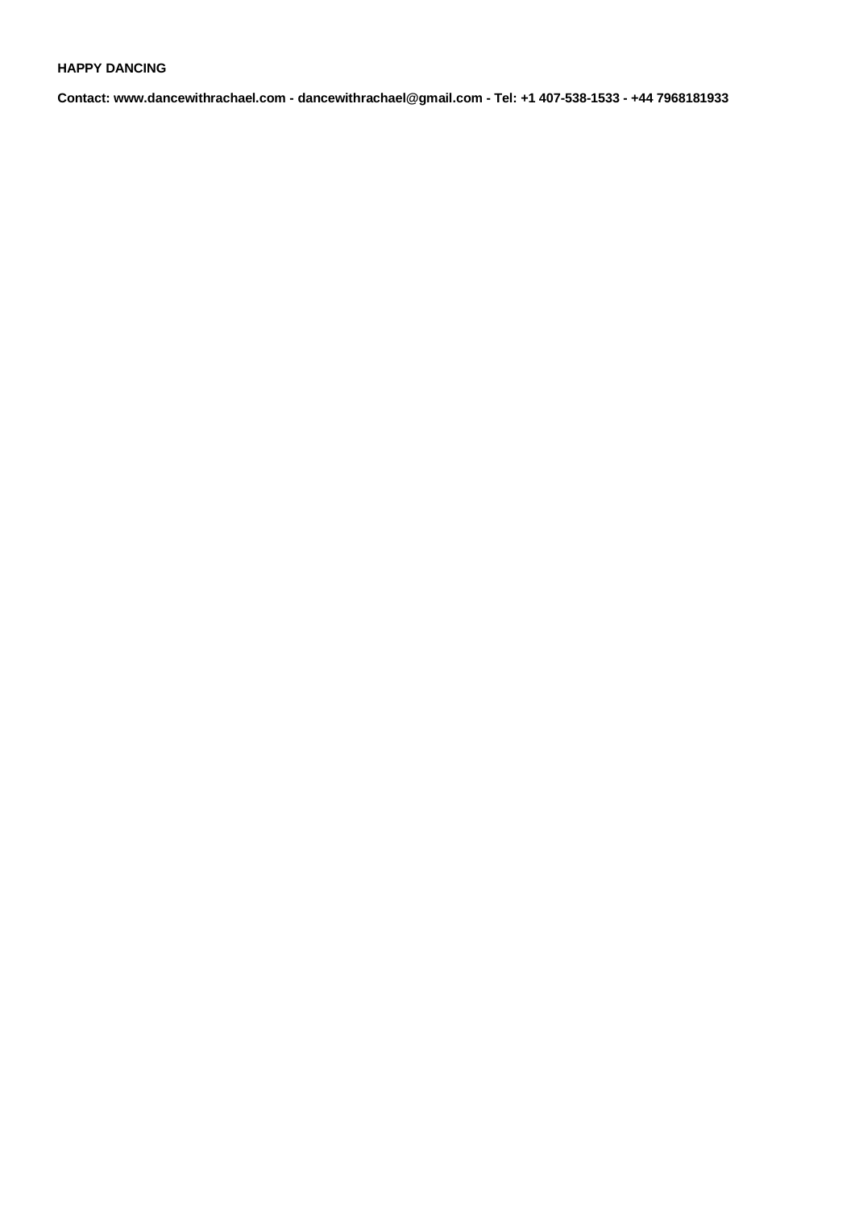**HAPPY DANCING**

**Contact: www.dancewithrachael.com - dancewithrachael@gmail.com - Tel: +1 407-538-1533 - +44 7968181933**